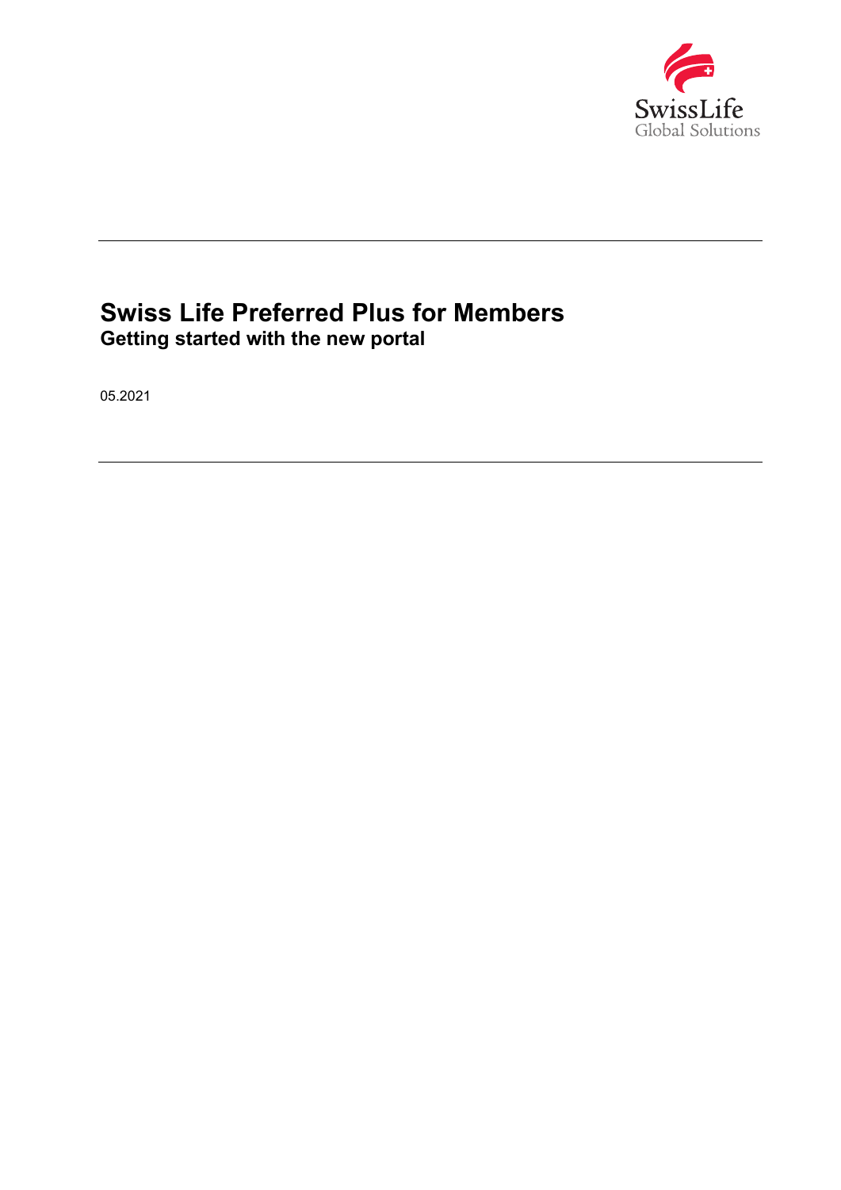# Swiss Life Preferred Plus for Members

## Getting started with the new portal

05.2021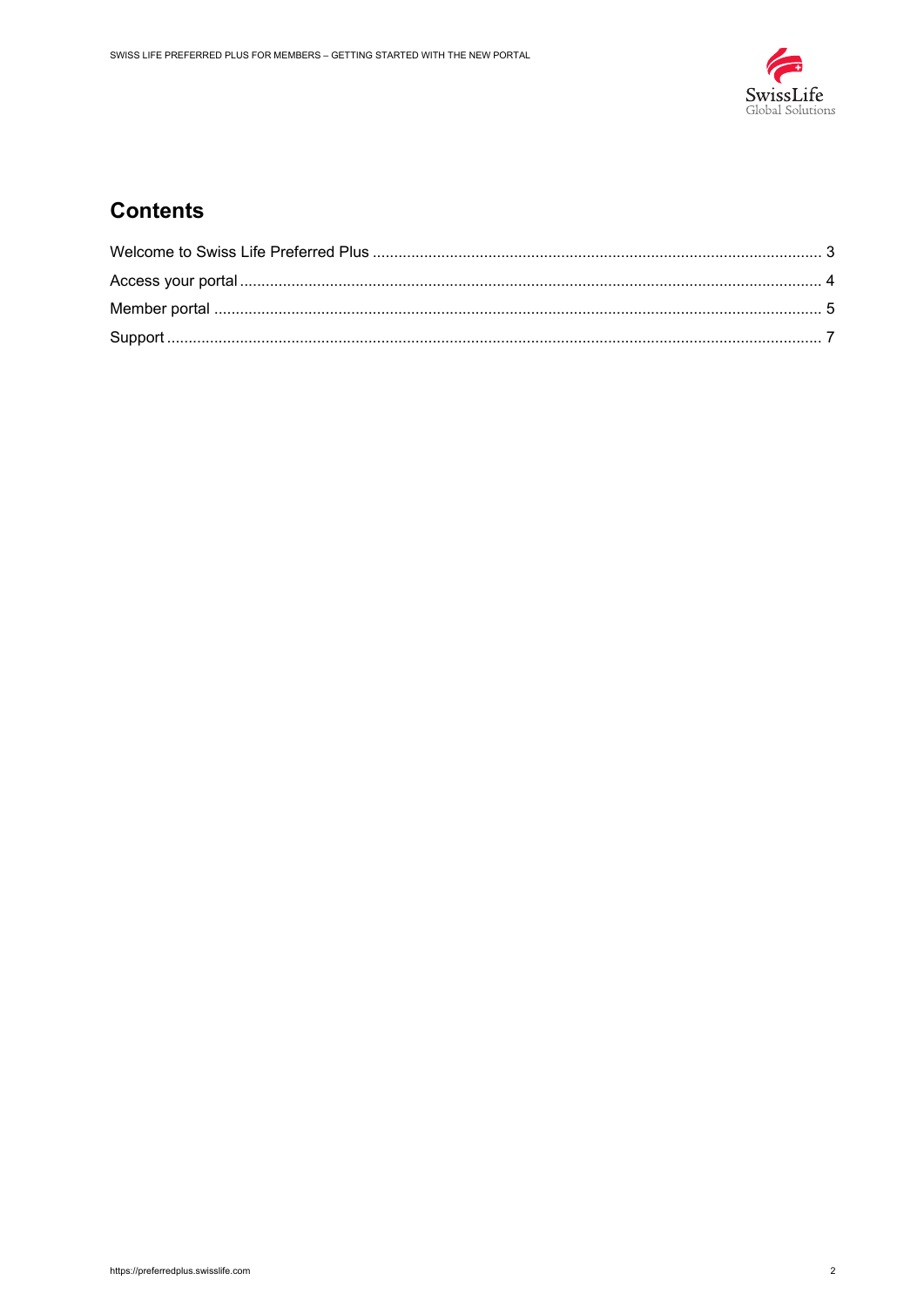## Contents

Welcome to Swiss Life Preferred Plus ........................................................................................................ 3

Access your portal ...................................................................................................................................... 4

Member portal ............................................................................................................................................ 5

Support ....................................................................................................................................................... 7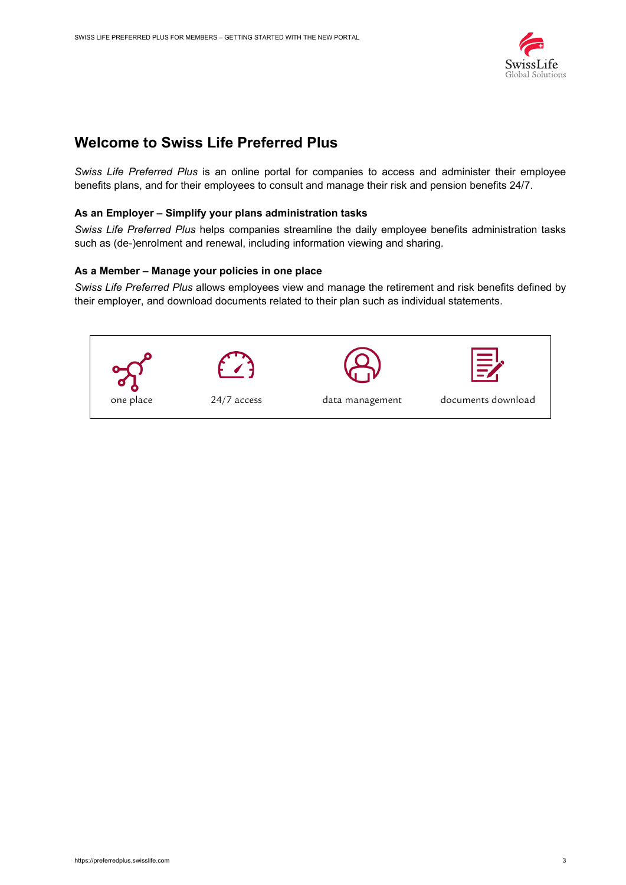# Welcome to Swiss Life Preferred Plus

*Swiss Life Preferred Plus* is an online portal for companies to access and administer their employee benefits plans, and for their employees to consult and manage their risk and pension benefits 24/7.

### As an Employer – Simplify your plans administration tasks

*Swiss Life Preferred Plus* helps companies streamline the daily employee benefits administration tasks such as (de-)enrolment and renewal, including information viewing and sharing.

### As a Member – Manage your policies in one place

*Swiss Life Preferred Plus* allows employees view and manage the retirement and risk benefits defined by their employer, and download documents related to their plan such as individual statements.

| one place | 24/7 access | data management | documents download |
|---|---|---|---|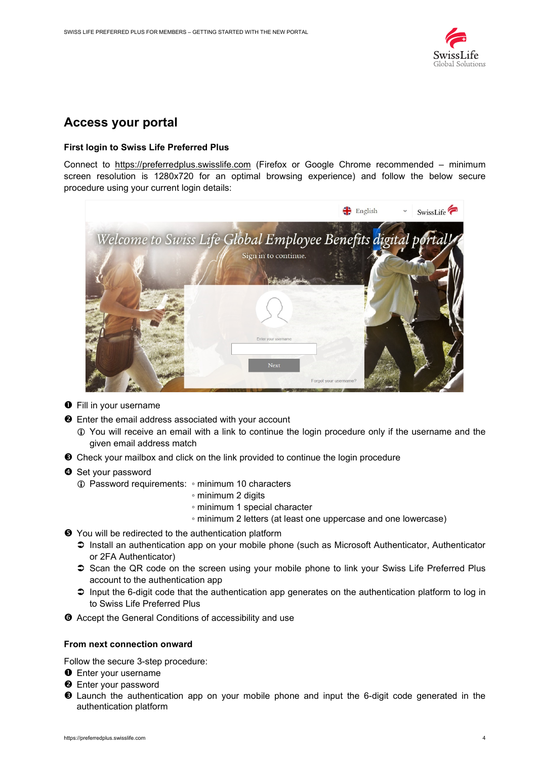## Access your portal

### First login to Swiss Life Preferred Plus

Connect to https://preferredplus.swisslife.com (Firefox or Google Chrome recommended – minimum screen resolution is 1280x720 for an optimal browsing experience) and follow the below secure procedure using your current login details:

❶ Fill in your username

❷ Enter the email address associated with your account
- ⓘ You will receive an email with a link to continue the login procedure only if the username and the given email address match

❸ Check your mailbox and click on the link provided to continue the login procedure

❹ Set your password
- ⓘ Password requirements:
  - minimum 10 characters
  - minimum 2 digits
  - minimum 1 special character
  - minimum 2 letters (at least one uppercase and one lowercase)

❺ You will be redirected to the authentication platform
- ➲ Install an authentication app on your mobile phone (such as Microsoft Authenticator, Authenticator or 2FA Authenticator)
- ➲ Scan the QR code on the screen using your mobile phone to link your Swiss Life Preferred Plus account to the authentication app
- ➲ Input the 6-digit code that the authentication app generates on the authentication platform to log in to Swiss Life Preferred Plus

❻ Accept the General Conditions of accessibility and use

### From next connection onward

Follow the secure 3-step procedure:

❶ Enter your username

❷ Enter your password

❸ Launch the authentication app on your mobile phone and input the 6-digit code generated in the authentication platform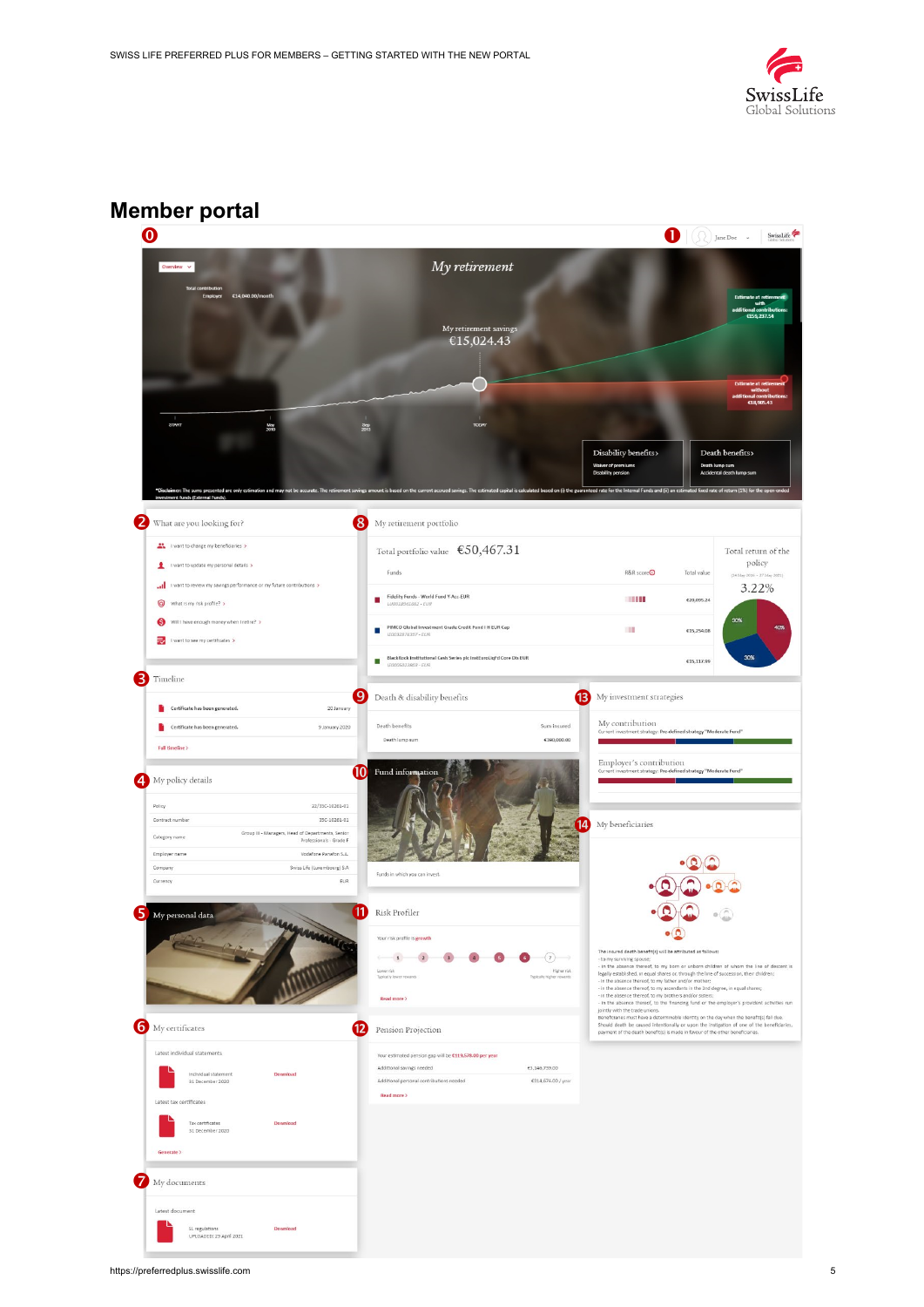# Member portal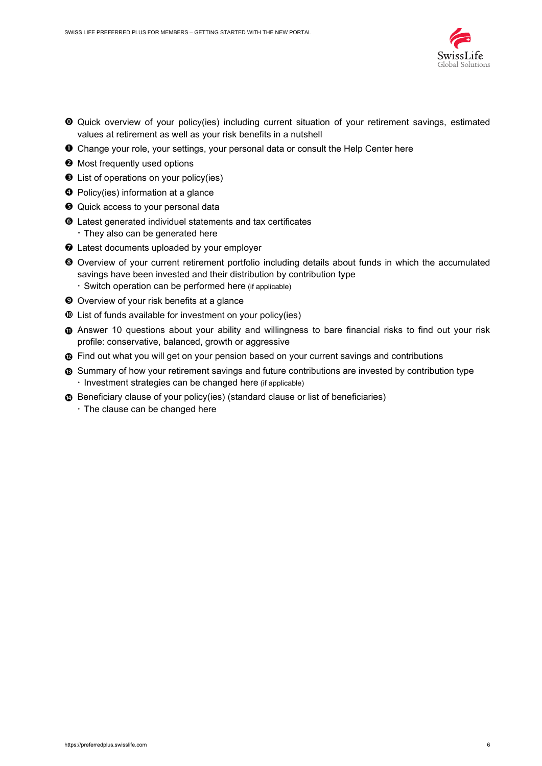⓿ Quick overview of your policy(ies) including current situation of your retirement savings, estimated values at retirement as well as your risk benefits in a nutshell

❶ Change your role, your settings, your personal data or consult the Help Center here

❷ Most frequently used options

❸ List of operations on your policy(ies)

❹ Policy(ies) information at a glance

❺ Quick access to your personal data

❻ Latest generated individuel statements and tax certificates
  - They also can be generated here

❼ Latest documents uploaded by your employer

❽ Overview of your current retirement portfolio including details about funds in which the accumulated savings have been invested and their distribution by contribution type
  - Switch operation can be performed here (if applicable)

❾ Overview of your risk benefits at a glance

❿ List of funds available for investment on your policy(ies)

⓫ Answer 10 questions about your ability and willingness to bare financial risks to find out your risk profile: conservative, balanced, growth or aggressive

⓬ Find out what you will get on your pension based on your current savings and contributions

⓭ Summary of how your retirement savings and future contributions are invested by contribution type
  - Investment strategies can be changed here (if applicable)

⓮ Beneficiary clause of your policy(ies) (standard clause or list of beneficiaries)
  - The clause can be changed here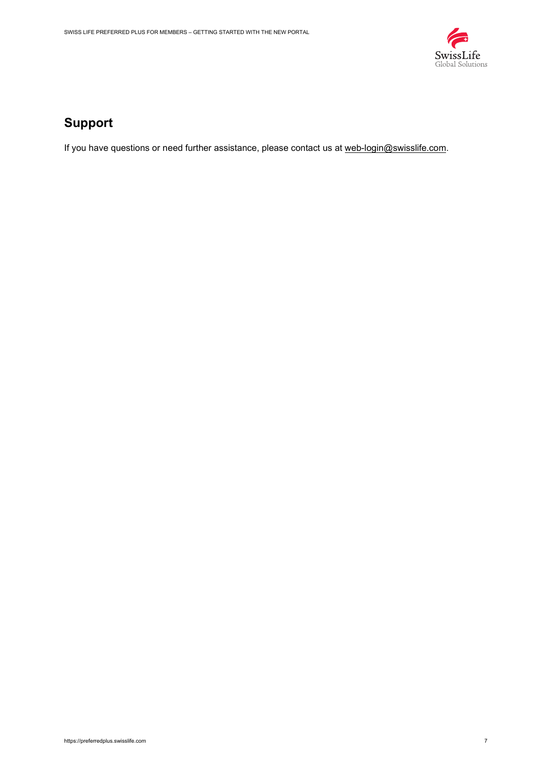## Support

If you have questions or need further assistance, please contact us at web-login@swisslife.com.